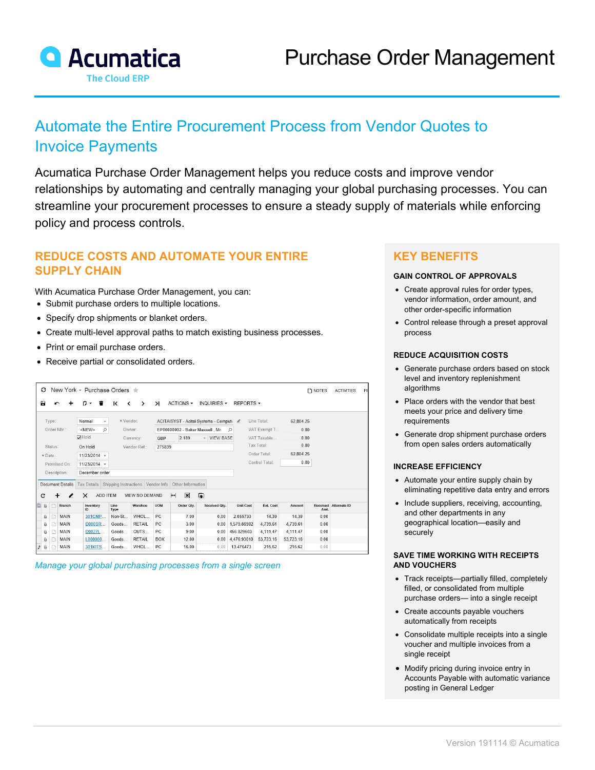# Purchase Order Management

Acumatica
The Cloud ERP

## Automate the Entire Procurement Process from Vendor Quotes to Invoice Payments

Acumatica Purchase Order Management helps you reduce costs and improve vendor relationships by automating and centrally managing your global purchasing processes. You can streamline your procurement processes to ensure a steady supply of materials while enforcing policy and process controls.

### REDUCE COSTS AND AUTOMATE YOUR ENTIRE SUPPLY CHAIN

With Acumatica Purchase Order Management, you can:

- Submit purchase orders to multiple locations.
- Specify drop shipments or blanket orders.
- Create multi-level approval paths to match existing business processes.
- Print or email purchase orders.
- Receive partial or consolidated orders.

*Manage your global purchasing processes from a single screen*

### KEY BENEFITS

#### GAIN CONTROL OF APPROVALS

- Create approval rules for order types, vendor information, order amount, and other order-specific information
- Control release through a preset approval process

#### REDUCE ACQUISITION COSTS

- Generate purchase orders based on stock level and inventory replenishment algorithms
- Place orders with the vendor that best meets your price and delivery time requirements
- Generate drop shipment purchase orders from open sales orders automatically

#### INCREASE EFFICIENCY

- Automate your entire supply chain by eliminating repetitive data entry and errors
- Include suppliers, receiving, accounting, and other departments in any geographical location—easily and securely

#### SAVE TIME WORKING WITH RECEIPTS AND VOUCHERS

- Track receipts—partially filled, completely filled, or consolidated from multiple purchase orders— into a single receipt
- Create accounts payable vouchers automatically from receipts
- Consolidate multiple receipts into a single voucher and multiple invoices from a single receipt
- Modify pricing during invoice entry in Accounts Payable with automatic variance posting in General Ledger

Version 191114 © Acumatica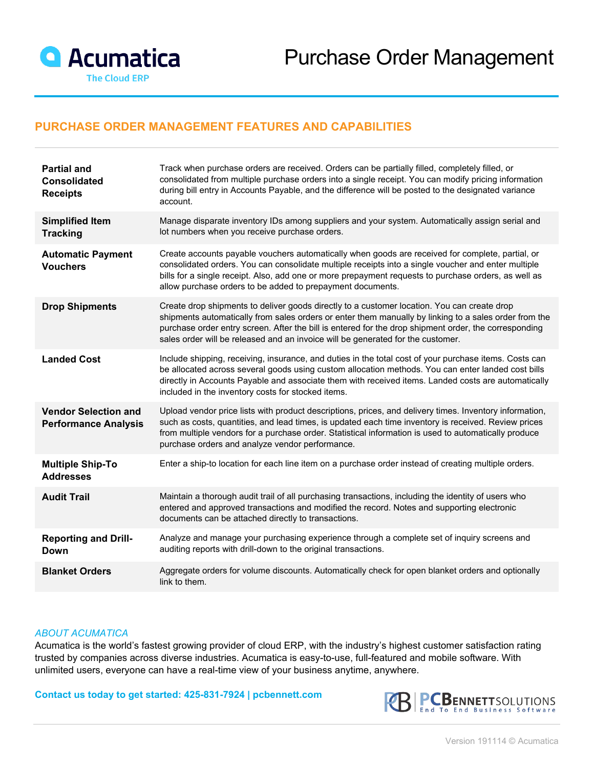# Purchase Order Management

Acumatica
The Cloud ERP

## PURCHASE ORDER MANAGEMENT FEATURES AND CAPABILITIES

| | |
|---|---|
| **Partial and Consolidated Receipts** | Track when purchase orders are received. Orders can be partially filled, completely filled, or consolidated from multiple purchase orders into a single receipt. You can modify pricing information during bill entry in Accounts Payable, and the difference will be posted to the designated variance account. |
| **Simplified Item Tracking** | Manage disparate inventory IDs among suppliers and your system. Automatically assign serial and lot numbers when you receive purchase orders. |
| **Automatic Payment Vouchers** | Create accounts payable vouchers automatically when goods are received for complete, partial, or consolidated orders. You can consolidate multiple receipts into a single voucher and enter multiple bills for a single receipt. Also, add one or more prepayment requests to purchase orders, as well as allow purchase orders to be added to prepayment documents. |
| **Drop Shipments** | Create drop shipments to deliver goods directly to a customer location. You can create drop shipments automatically from sales orders or enter them manually by linking to a sales order from the purchase order entry screen. After the bill is entered for the drop shipment order, the corresponding sales order will be released and an invoice will be generated for the customer. |
| **Landed Cost** | Include shipping, receiving, insurance, and duties in the total cost of your purchase items. Costs can be allocated across several goods using custom allocation methods. You can enter landed cost bills directly in Accounts Payable and associate them with received items. Landed costs are automatically included in the inventory costs for stocked items. |
| **Vendor Selection and Performance Analysis** | Upload vendor price lists with product descriptions, prices, and delivery times. Inventory information, such as costs, quantities, and lead times, is updated each time inventory is received. Review prices from multiple vendors for a purchase order. Statistical information is used to automatically produce purchase orders and analyze vendor performance. |
| **Multiple Ship-To Addresses** | Enter a ship-to location for each line item on a purchase order instead of creating multiple orders. |
| **Audit Trail** | Maintain a thorough audit trail of all purchasing transactions, including the identity of users who entered and approved transactions and modified the record. Notes and supporting electronic documents can be attached directly to transactions. |
| **Reporting and Drill-Down** | Analyze and manage your purchasing experience through a complete set of inquiry screens and auditing reports with drill-down to the original transactions. |
| **Blanket Orders** | Aggregate orders for volume discounts. Automatically check for open blanket orders and optionally link to them. |

*ABOUT ACUMATICA*

Acumatica is the world's fastest growing provider of cloud ERP, with the industry's highest customer satisfaction rating trusted by companies across diverse industries. Acumatica is easy-to-use, full-featured and mobile software. With unlimited users, everyone can have a real-time view of your business anytime, anywhere.

**Contact us today to get started: 425-831-7924 | pcbennett.com**

PCBENNETTSOLUTIONS
End To End Business Software

Version 191114 © Acumatica